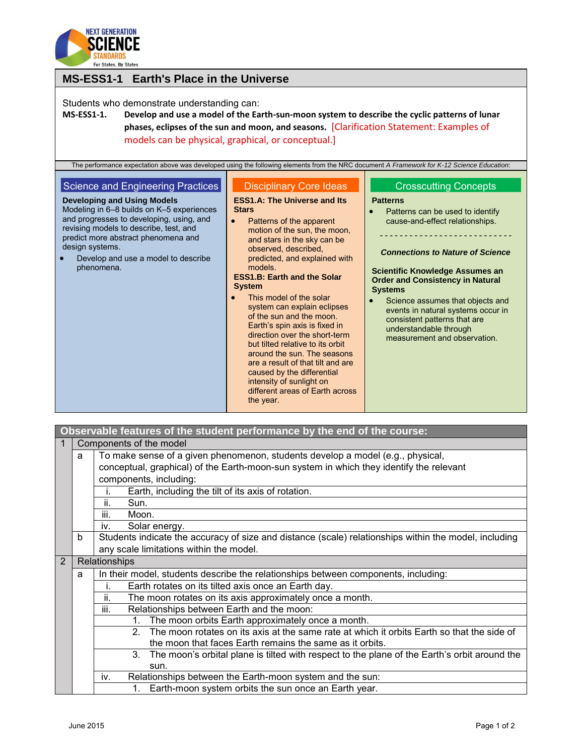# MS-ESS1-1 Earth's Place in the Universe

Students who demonstrate understanding can:

**MS-ESS1-1. Develop and use a model of the Earth-sun-moon system to describe the cyclic patterns of lunar phases, eclipses of the sun and moon, and seasons.** [Clarification Statement: Examples of models can be physical, graphical, or conceptual.]

The performance expectation above was developed using the following elements from the NRC document *A Framework for K-12 Science Education*:

## Science and Engineering Practices

**Developing and Using Models**

Modeling in 6–8 builds on K–5 experiences and progresses to developing, using, and revising models to describe, test, and predict more abstract phenomena and design systems.

- Develop and use a model to describe phenomena.

## Disciplinary Core Ideas

**ESS1.A: The Universe and Its Stars**

- Patterns of the apparent motion of the sun, the moon, and stars in the sky can be observed, described, predicted, and explained with models.

**ESS1.B: Earth and the Solar System**

- This model of the solar system can explain eclipses of the sun and the moon. Earth's spin axis is fixed in direction over the short-term but tilted relative to its orbit around the sun. The seasons are a result of that tilt and are caused by the differential intensity of sunlight on different areas of Earth across the year.

## Crosscutting Concepts

**Patterns**

- Patterns can be used to identify cause-and-effect relationships.

---

***Connections to Nature of Science***

**Scientific Knowledge Assumes an Order and Consistency in Natural Systems**

- Science assumes that objects and events in natural systems occur in consistent patterns that are understandable through measurement and observation.

## Observable features of the student performance by the end of the course:

| | | | |
|---|---|---|---|
| 1 | Components of the model | | |
| | a | To make sense of a given phenomenon, students develop a model (e.g., physical, conceptual, graphical) of the Earth-moon-sun system in which they identify the relevant components, including: | |
| | | i. | Earth, including the tilt of its axis of rotation. |
| | | ii. | Sun. |
| | | iii. | Moon. |
| | | iv. | Solar energy. |
| | b | Students indicate the accuracy of size and distance (scale) relationships within the model, including any scale limitations within the model. | |
| 2 | Relationships | | |
| | a | In their model, students describe the relationships between components, including: | |
| | | i. | Earth rotates on its tilted axis once an Earth day. |
| | | ii. | The moon rotates on its axis approximately once a month. |
| | | iii. | Relationships between Earth and the moon: |
| | | | 1. The moon orbits Earth approximately once a month. |
| | | | 2. The moon rotates on its axis at the same rate at which it orbits Earth so that the side of the moon that faces Earth remains the same as it orbits. |
| | | | 3. The moon's orbital plane is tilted with respect to the plane of the Earth's orbit around the sun. |
| | | iv. | Relationships between the Earth-moon system and the sun: |
| | | | 1. Earth-moon system orbits the sun once an Earth year. |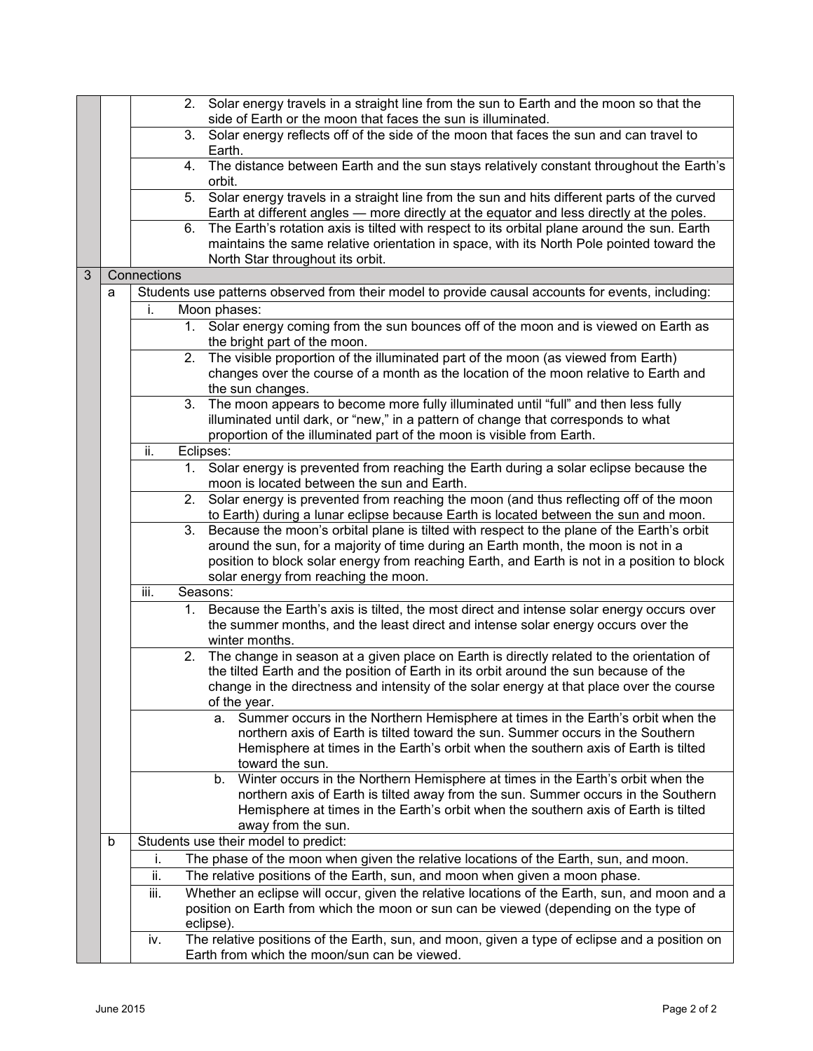| | | |
|---|---|---|
| | | 2. Solar energy travels in a straight line from the sun to Earth and the moon so that the side of Earth or the moon that faces the sun is illuminated. |
| | | 3. Solar energy reflects off of the side of the moon that faces the sun and can travel to Earth. |
| | | 4. The distance between Earth and the sun stays relatively constant throughout the Earth's orbit. |
| | | 5. Solar energy travels in a straight line from the sun and hits different parts of the curved Earth at different angles — more directly at the equator and less directly at the poles. |
| | | 6. The Earth's rotation axis is tilted with respect to its orbital plane around the sun. Earth maintains the same relative orientation in space, with its North Pole pointed toward the North Star throughout its orbit. |
| 3 | Connections | |
| | a | Students use patterns observed from their model to provide causal accounts for events, including: |
| | | i. Moon phases: |
| | | 1. Solar energy coming from the sun bounces off of the moon and is viewed on Earth as the bright part of the moon. |
| | | 2. The visible proportion of the illuminated part of the moon (as viewed from Earth) changes over the course of a month as the location of the moon relative to Earth and the sun changes. |
| | | 3. The moon appears to become more fully illuminated until "full" and then less fully illuminated until dark, or "new," in a pattern of change that corresponds to what proportion of the illuminated part of the moon is visible from Earth. |
| | | ii. Eclipses: |
| | | 1. Solar energy is prevented from reaching the Earth during a solar eclipse because the moon is located between the sun and Earth. |
| | | 2. Solar energy is prevented from reaching the moon (and thus reflecting off of the moon to Earth) during a lunar eclipse because Earth is located between the sun and moon. |
| | | 3. Because the moon's orbital plane is tilted with respect to the plane of the Earth's orbit around the sun, for a majority of time during an Earth month, the moon is not in a position to block solar energy from reaching Earth, and Earth is not in a position to block solar energy from reaching the moon. |
| | | iii. Seasons: |
| | | 1. Because the Earth's axis is tilted, the most direct and intense solar energy occurs over the summer months, and the least direct and intense solar energy occurs over the winter months. |
| | | 2. The change in season at a given place on Earth is directly related to the orientation of the tilted Earth and the position of Earth in its orbit around the sun because of the change in the directness and intensity of the solar energy at that place over the course of the year. |
| | | a. Summer occurs in the Northern Hemisphere at times in the Earth's orbit when the northern axis of Earth is tilted toward the sun. Summer occurs in the Southern Hemisphere at times in the Earth's orbit when the southern axis of Earth is tilted toward the sun. |
| | | b. Winter occurs in the Northern Hemisphere at times in the Earth's orbit when the northern axis of Earth is tilted away from the sun. Summer occurs in the Southern Hemisphere at times in the Earth's orbit when the southern axis of Earth is tilted away from the sun. |
| | b | Students use their model to predict: |
| | | i. The phase of the moon when given the relative locations of the Earth, sun, and moon. |
| | | ii. The relative positions of the Earth, sun, and moon when given a moon phase. |
| | | iii. Whether an eclipse will occur, given the relative locations of the Earth, sun, and moon and a position on Earth from which the moon or sun can be viewed (depending on the type of eclipse). |
| | | iv. The relative positions of the Earth, sun, and moon, given a type of eclipse and a position on Earth from which the moon/sun can be viewed. |

June 2015